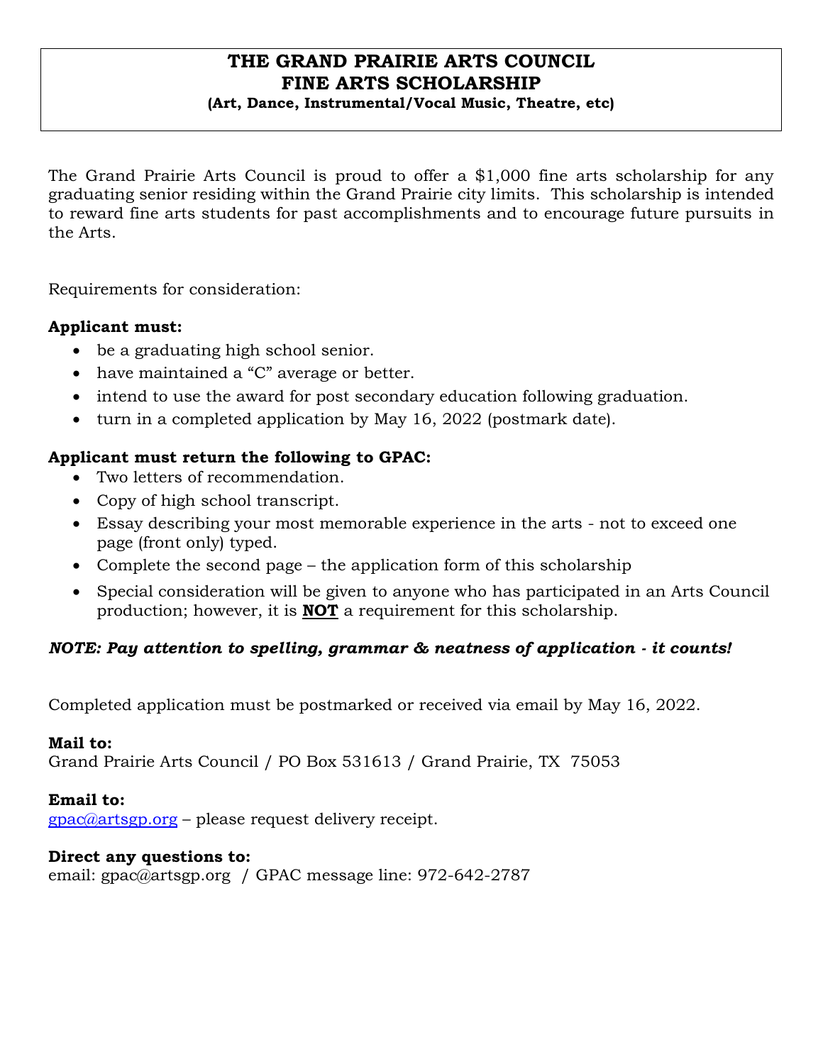# THE GRAND PRAIRIE ARTS COUNCIL
# FINE ARTS SCHOLARSHIP
**(Art, Dance, Instrumental/Vocal Music, Theatre, etc)**

The Grand Prairie Arts Council is proud to offer a $1,000 fine arts scholarship for any graduating senior residing within the Grand Prairie city limits. This scholarship is intended to reward fine arts students for past accomplishments and to encourage future pursuits in the Arts.

Requirements for consideration:

**Applicant must:**

- be a graduating high school senior.
- have maintained a "C" average or better.
- intend to use the award for post secondary education following graduation.
- turn in a completed application by May 16, 2022 (postmark date).

**Applicant must return the following to GPAC:**

- Two letters of recommendation.
- Copy of high school transcript.
- Essay describing your most memorable experience in the arts - not to exceed one page (front only) typed.
- Complete the second page – the application form of this scholarship
- Special consideration will be given to anyone who has participated in an Arts Council production; however, it is **NOT** a requirement for this scholarship.

***NOTE: Pay attention to spelling, grammar & neatness of application - it counts!***

Completed application must be postmarked or received via email by May 16, 2022.

**Mail to:**
Grand Prairie Arts Council / PO Box 531613 / Grand Prairie, TX 75053

**Email to:**
gpac@artsgp.org – please request delivery receipt.

**Direct any questions to:**
email: gpac@artsgp.org / GPAC message line: 972-642-2787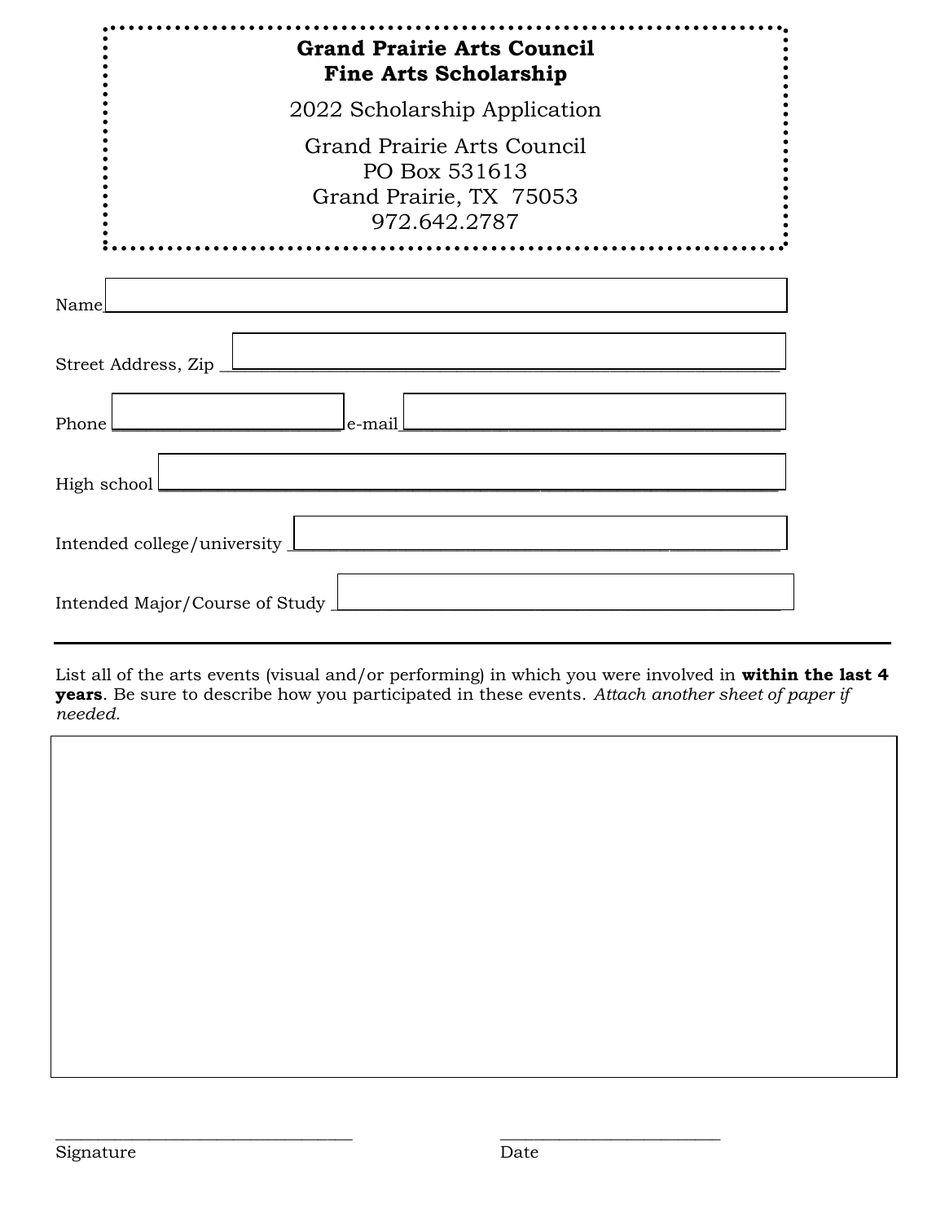**Grand Prairie Arts Council**
**Fine Arts Scholarship**

2022 Scholarship Application

Grand Prairie Arts Council
PO Box 531613
Grand Prairie, TX 75053
972.642.2787

Name ________________________________________________

Street Address, Zip ________________________________________________

Phone ____________________ e-mail ____________________________

High school ________________________________________________

Intended college/university ________________________________________________

Intended Major/Course of Study ________________________________________________

---

List all of the arts events (visual and/or performing) in which you were involved in **within the last 4 years**. Be sure to describe how you participated in these events. *Attach another sheet of paper if needed.*

| |
|---|
| |

____________________________ ____________________
Signature Date